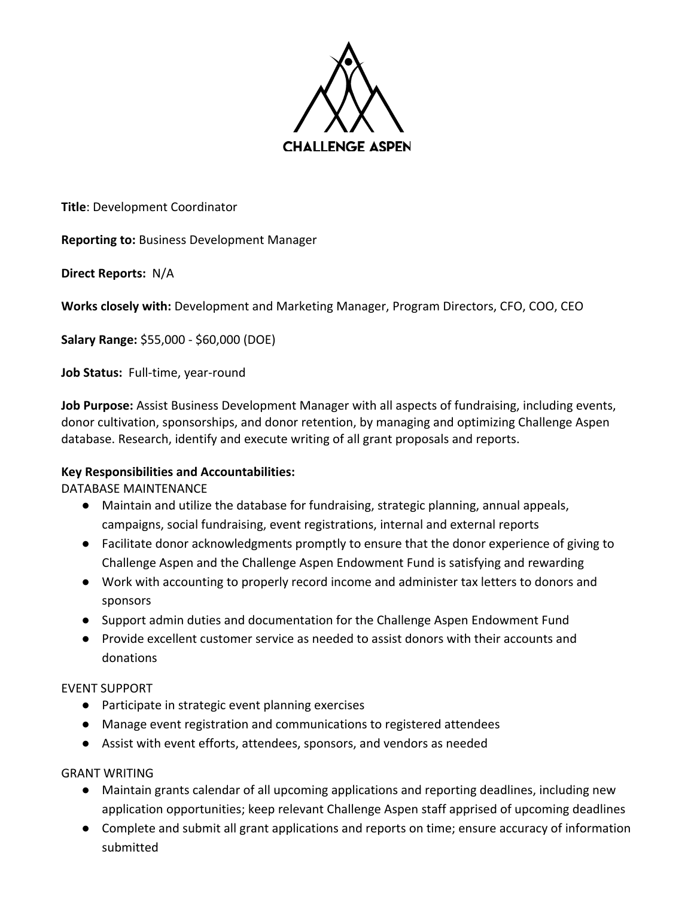CHALLENGE ASPEN

**Title**: Development Coordinator

**Reporting to:** Business Development Manager

**Direct Reports:** N/A

**Works closely with:** Development and Marketing Manager, Program Directors, CFO, COO, CEO

**Salary Range:** $55,000 - $60,000 (DOE)

**Job Status:** Full-time, year-round

**Job Purpose:** Assist Business Development Manager with all aspects of fundraising, including events, donor cultivation, sponsorships, and donor retention, by managing and optimizing Challenge Aspen database. Research, identify and execute writing of all grant proposals and reports.

**Key Responsibilities and Accountabilities:**

DATABASE MAINTENANCE

- Maintain and utilize the database for fundraising, strategic planning, annual appeals, campaigns, social fundraising, event registrations, internal and external reports
- Facilitate donor acknowledgments promptly to ensure that the donor experience of giving to Challenge Aspen and the Challenge Aspen Endowment Fund is satisfying and rewarding
- Work with accounting to properly record income and administer tax letters to donors and sponsors
- Support admin duties and documentation for the Challenge Aspen Endowment Fund
- Provide excellent customer service as needed to assist donors with their accounts and donations

EVENT SUPPORT

- Participate in strategic event planning exercises
- Manage event registration and communications to registered attendees
- Assist with event efforts, attendees, sponsors, and vendors as needed

GRANT WRITING

- Maintain grants calendar of all upcoming applications and reporting deadlines, including new application opportunities; keep relevant Challenge Aspen staff apprised of upcoming deadlines
- Complete and submit all grant applications and reports on time; ensure accuracy of information submitted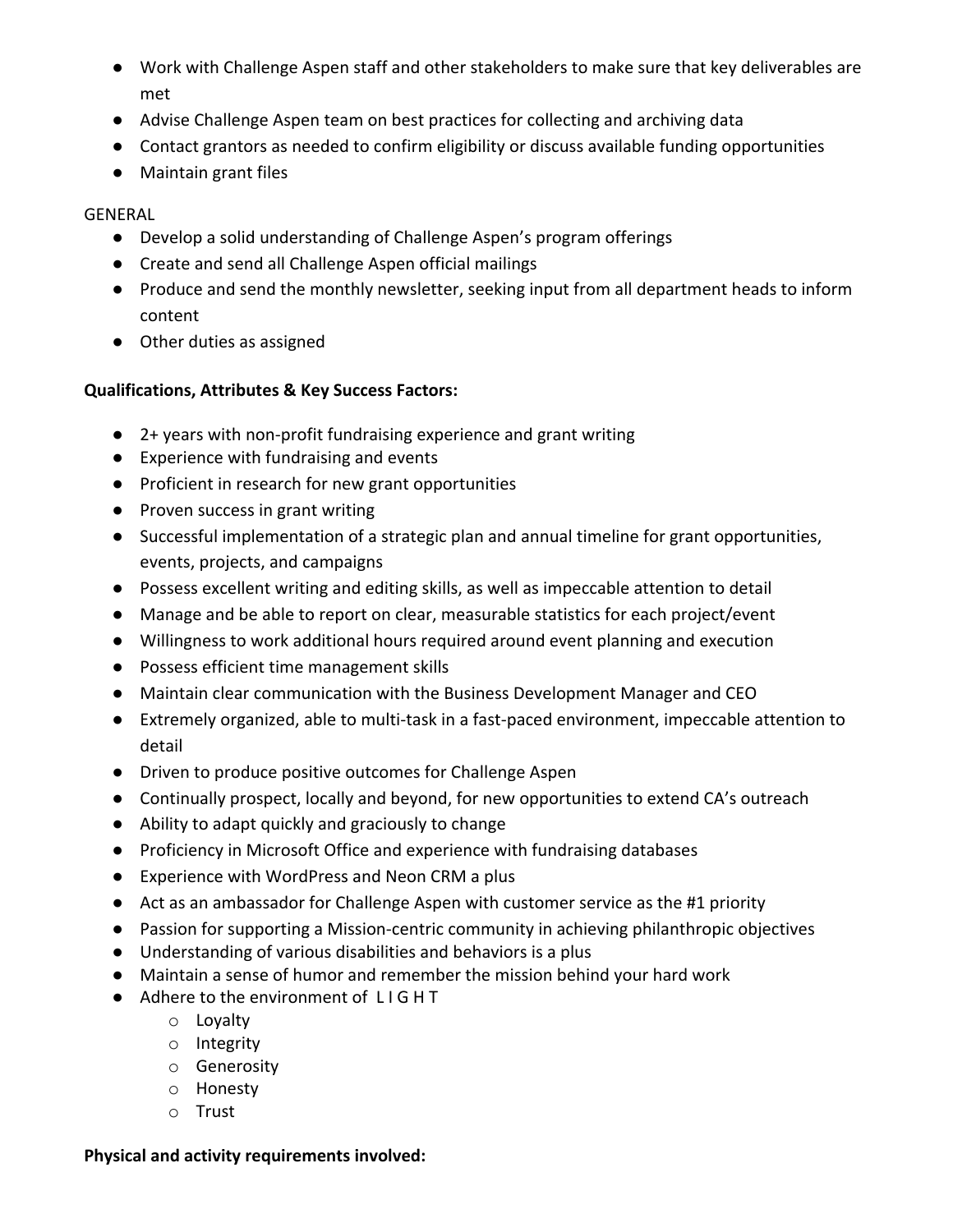- Work with Challenge Aspen staff and other stakeholders to make sure that key deliverables are met
- Advise Challenge Aspen team on best practices for collecting and archiving data
- Contact grantors as needed to confirm eligibility or discuss available funding opportunities
- Maintain grant files

GENERAL

- Develop a solid understanding of Challenge Aspen's program offerings
- Create and send all Challenge Aspen official mailings
- Produce and send the monthly newsletter, seeking input from all department heads to inform content
- Other duties as assigned

**Qualifications, Attributes & Key Success Factors:**

- 2+ years with non-profit fundraising experience and grant writing
- Experience with fundraising and events
- Proficient in research for new grant opportunities
- Proven success in grant writing
- Successful implementation of a strategic plan and annual timeline for grant opportunities, events, projects, and campaigns
- Possess excellent writing and editing skills, as well as impeccable attention to detail
- Manage and be able to report on clear, measurable statistics for each project/event
- Willingness to work additional hours required around event planning and execution
- Possess efficient time management skills
- Maintain clear communication with the Business Development Manager and CEO
- Extremely organized, able to multi-task in a fast-paced environment, impeccable attention to detail
- Driven to produce positive outcomes for Challenge Aspen
- Continually prospect, locally and beyond, for new opportunities to extend CA's outreach
- Ability to adapt quickly and graciously to change
- Proficiency in Microsoft Office and experience with fundraising databases
- Experience with WordPress and Neon CRM a plus
- Act as an ambassador for Challenge Aspen with customer service as the #1 priority
- Passion for supporting a Mission-centric community in achieving philanthropic objectives
- Understanding of various disabilities and behaviors is a plus
- Maintain a sense of humor and remember the mission behind your hard work
- Adhere to the environment of L I G H T
  - Loyalty
  - Integrity
  - Generosity
  - Honesty
  - Trust

**Physical and activity requirements involved:**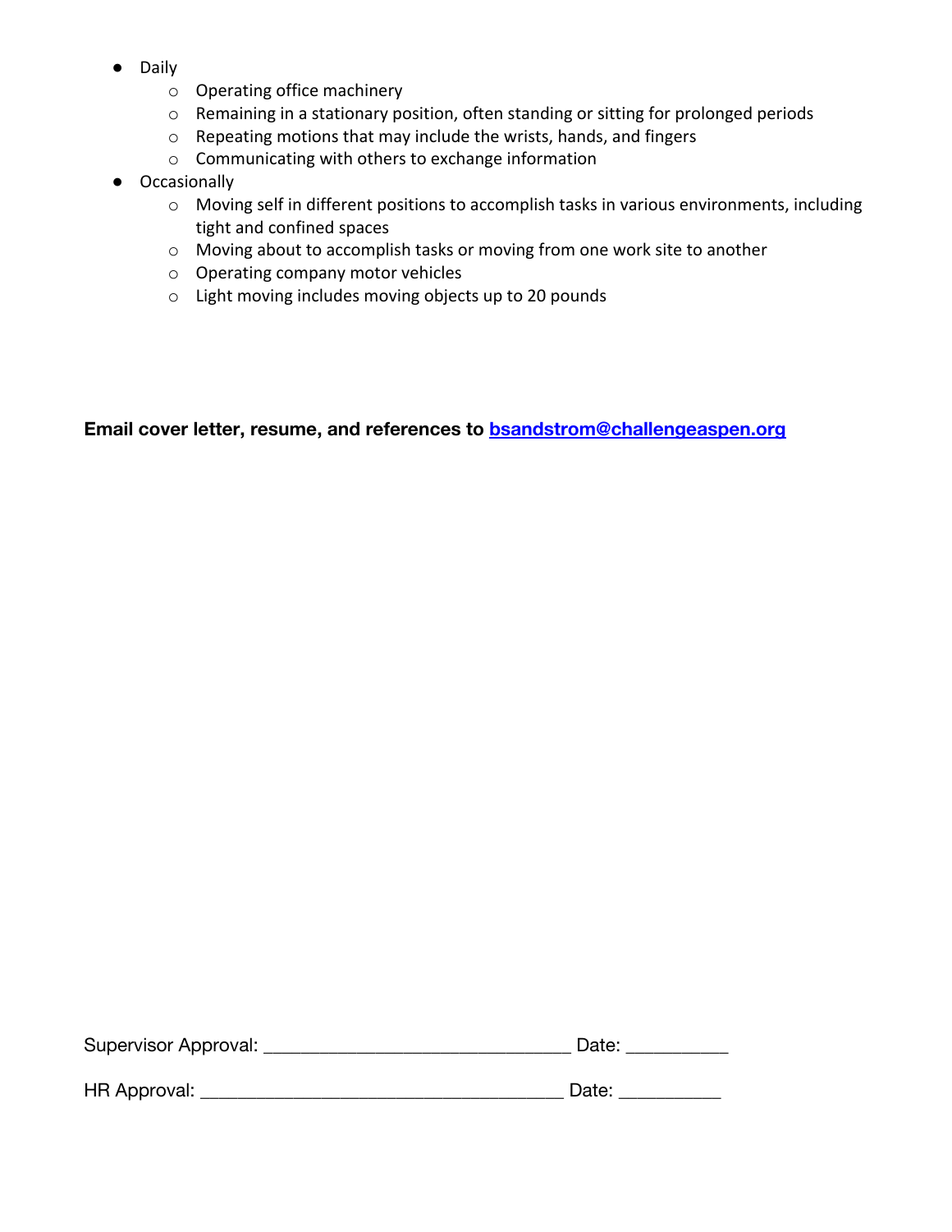- Daily
  - Operating office machinery
  - Remaining in a stationary position, often standing or sitting for prolonged periods
  - Repeating motions that may include the wrists, hands, and fingers
  - Communicating with others to exchange information
- Occasionally
  - Moving self in different positions to accomplish tasks in various environments, including tight and confined spaces
  - Moving about to accomplish tasks or moving from one work site to another
  - Operating company motor vehicles
  - Light moving includes moving objects up to 20 pounds

**Email cover letter, resume, and references to [bsandstrom@challengeaspen.org](mailto:bsandstrom@challengeaspen.org)**

Supervisor Approval: ______________________________ Date: __________

HR Approval: ____________________________________ Date: __________